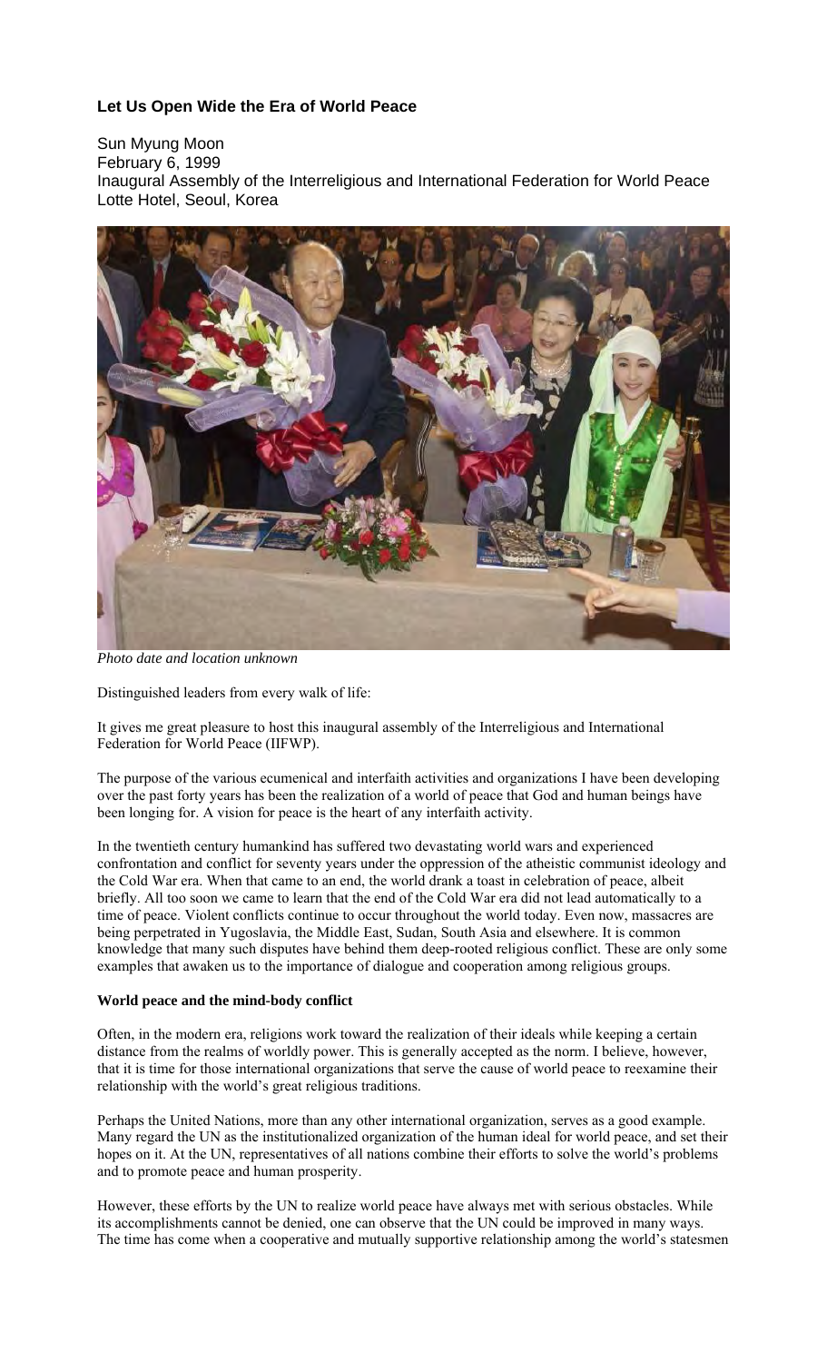## Let Us Open Wide the Era of World Peace

Sun Myung Moon
February 6, 1999
Inaugural Assembly of the Interreligious and International Federation for World Peace
Lotte Hotel, Seoul, Korea

*Photo date and location unknown*

Distinguished leaders from every walk of life:

It gives me great pleasure to host this inaugural assembly of the Interreligious and International Federation for World Peace (IIFWP).

The purpose of the various ecumenical and interfaith activities and organizations I have been developing over the past forty years has been the realization of a world of peace that God and human beings have been longing for. A vision for peace is the heart of any interfaith activity.

In the twentieth century humankind has suffered two devastating world wars and experienced confrontation and conflict for seventy years under the oppression of the atheistic communist ideology and the Cold War era. When that came to an end, the world drank a toast in celebration of peace, albeit briefly. All too soon we came to learn that the end of the Cold War era did not lead automatically to a time of peace. Violent conflicts continue to occur throughout the world today. Even now, massacres are being perpetrated in Yugoslavia, the Middle East, Sudan, South Asia and elsewhere. It is common knowledge that many such disputes have behind them deep-rooted religious conflict. These are only some examples that awaken us to the importance of dialogue and cooperation among religious groups.

**World peace and the mind-body conflict**

Often, in the modern era, religions work toward the realization of their ideals while keeping a certain distance from the realms of worldly power. This is generally accepted as the norm. I believe, however, that it is time for those international organizations that serve the cause of world peace to reexamine their relationship with the world's great religious traditions.

Perhaps the United Nations, more than any other international organization, serves as a good example. Many regard the UN as the institutionalized organization of the human ideal for world peace, and set their hopes on it. At the UN, representatives of all nations combine their efforts to solve the world's problems and to promote peace and human prosperity.

However, these efforts by the UN to realize world peace have always met with serious obstacles. While its accomplishments cannot be denied, one can observe that the UN could be improved in many ways. The time has come when a cooperative and mutually supportive relationship among the world's statesmen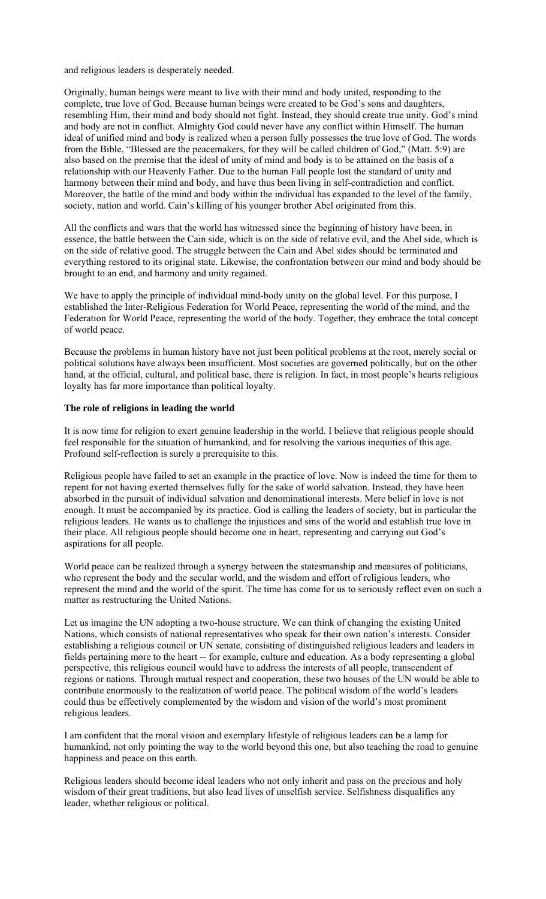and religious leaders is desperately needed.

Originally, human beings were meant to live with their mind and body united, responding to the complete, true love of God. Because human beings were created to be God's sons and daughters, resembling Him, their mind and body should not fight. Instead, they should create true unity. God's mind and body are not in conflict. Almighty God could never have any conflict within Himself. The human ideal of unified mind and body is realized when a person fully possesses the true love of God. The words from the Bible, "Blessed are the peacemakers, for they will be called children of God," (Matt. 5:9) are also based on the premise that the ideal of unity of mind and body is to be attained on the basis of a relationship with our Heavenly Father. Due to the human Fall people lost the standard of unity and harmony between their mind and body, and have thus been living in self-contradiction and conflict. Moreover, the battle of the mind and body within the individual has expanded to the level of the family, society, nation and world. Cain's killing of his younger brother Abel originated from this.

All the conflicts and wars that the world has witnessed since the beginning of history have been, in essence, the battle between the Cain side, which is on the side of relative evil, and the Abel side, which is on the side of relative good. The struggle between the Cain and Abel sides should be terminated and everything restored to its original state. Likewise, the confrontation between our mind and body should be brought to an end, and harmony and unity regained.

We have to apply the principle of individual mind-body unity on the global level. For this purpose, I established the Inter-Religious Federation for World Peace, representing the world of the mind, and the Federation for World Peace, representing the world of the body. Together, they embrace the total concept of world peace.

Because the problems in human history have not just been political problems at the root, merely social or political solutions have always been insufficient. Most societies are governed politically, but on the other hand, at the official, cultural, and political base, there is religion. In fact, in most people's hearts religious loyalty has far more importance than political loyalty.

**The role of religions in leading the world**

It is now time for religion to exert genuine leadership in the world. I believe that religious people should feel responsible for the situation of humankind, and for resolving the various inequities of this age. Profound self-reflection is surely a prerequisite to this.

Religious people have failed to set an example in the practice of love. Now is indeed the time for them to repent for not having exerted themselves fully for the sake of world salvation. Instead, they have been absorbed in the pursuit of individual salvation and denominational interests. Mere belief in love is not enough. It must be accompanied by its practice. God is calling the leaders of society, but in particular the religious leaders. He wants us to challenge the injustices and sins of the world and establish true love in their place. All religious people should become one in heart, representing and carrying out God's aspirations for all people.

World peace can be realized through a synergy between the statesmanship and measures of politicians, who represent the body and the secular world, and the wisdom and effort of religious leaders, who represent the mind and the world of the spirit. The time has come for us to seriously reflect even on such a matter as restructuring the United Nations.

Let us imagine the UN adopting a two-house structure. We can think of changing the existing United Nations, which consists of national representatives who speak for their own nation's interests. Consider establishing a religious council or UN senate, consisting of distinguished religious leaders and leaders in fields pertaining more to the heart -- for example, culture and education. As a body representing a global perspective, this religious council would have to address the interests of all people, transcendent of regions or nations. Through mutual respect and cooperation, these two houses of the UN would be able to contribute enormously to the realization of world peace. The political wisdom of the world's leaders could thus be effectively complemented by the wisdom and vision of the world's most prominent religious leaders.

I am confident that the moral vision and exemplary lifestyle of religious leaders can be a lamp for humankind, not only pointing the way to the world beyond this one, but also teaching the road to genuine happiness and peace on this earth.

Religious leaders should become ideal leaders who not only inherit and pass on the precious and holy wisdom of their great traditions, but also lead lives of unselfish service. Selfishness disqualifies any leader, whether religious or political.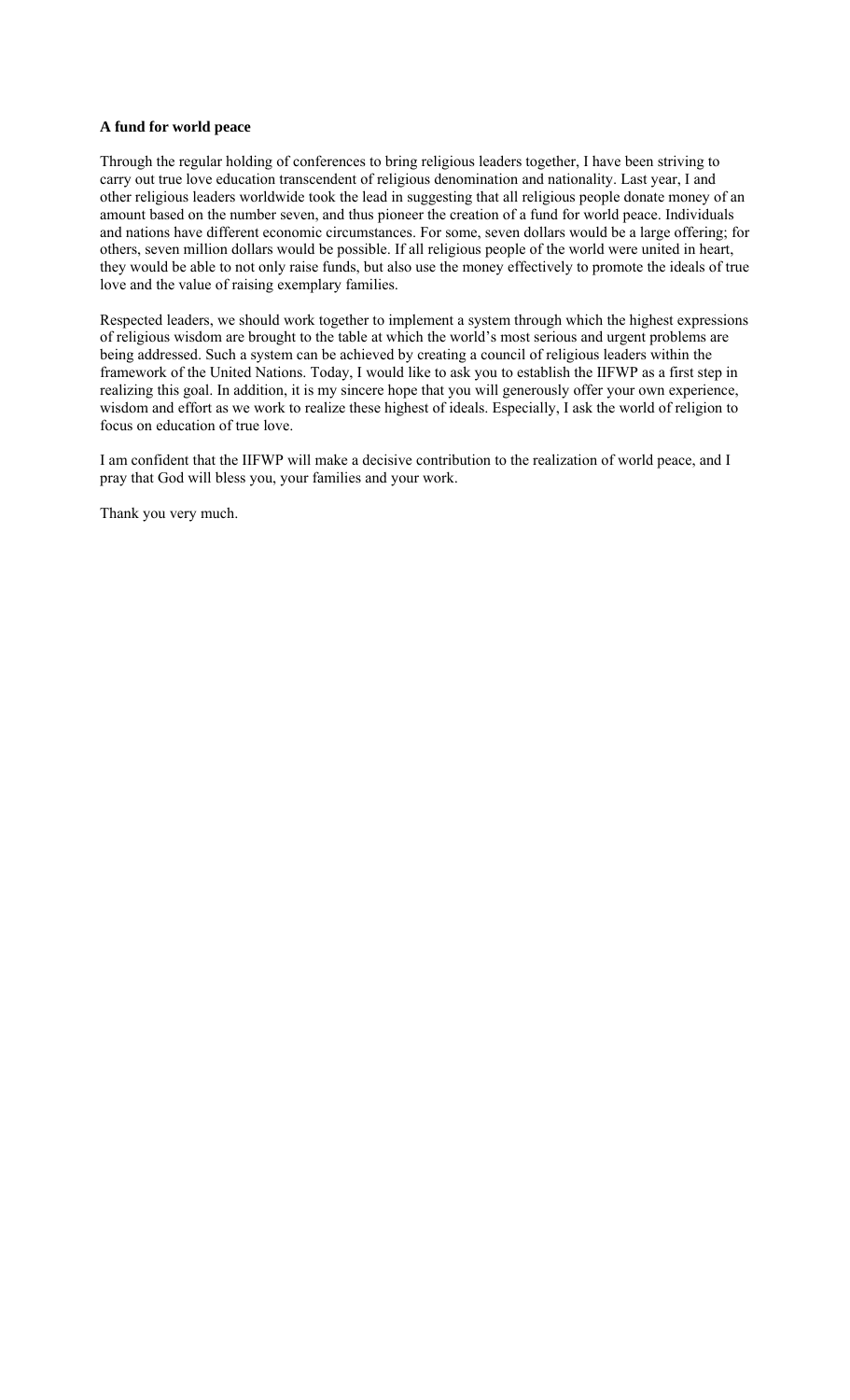**A fund for world peace**

Through the regular holding of conferences to bring religious leaders together, I have been striving to carry out true love education transcendent of religious denomination and nationality. Last year, I and other religious leaders worldwide took the lead in suggesting that all religious people donate money of an amount based on the number seven, and thus pioneer the creation of a fund for world peace. Individuals and nations have different economic circumstances. For some, seven dollars would be a large offering; for others, seven million dollars would be possible. If all religious people of the world were united in heart, they would be able to not only raise funds, but also use the money effectively to promote the ideals of true love and the value of raising exemplary families.

Respected leaders, we should work together to implement a system through which the highest expressions of religious wisdom are brought to the table at which the world's most serious and urgent problems are being addressed. Such a system can be achieved by creating a council of religious leaders within the framework of the United Nations. Today, I would like to ask you to establish the IIFWP as a first step in realizing this goal. In addition, it is my sincere hope that you will generously offer your own experience, wisdom and effort as we work to realize these highest of ideals. Especially, I ask the world of religion to focus on education of true love.

I am confident that the IIFWP will make a decisive contribution to the realization of world peace, and I pray that God will bless you, your families and your work.

Thank you very much.